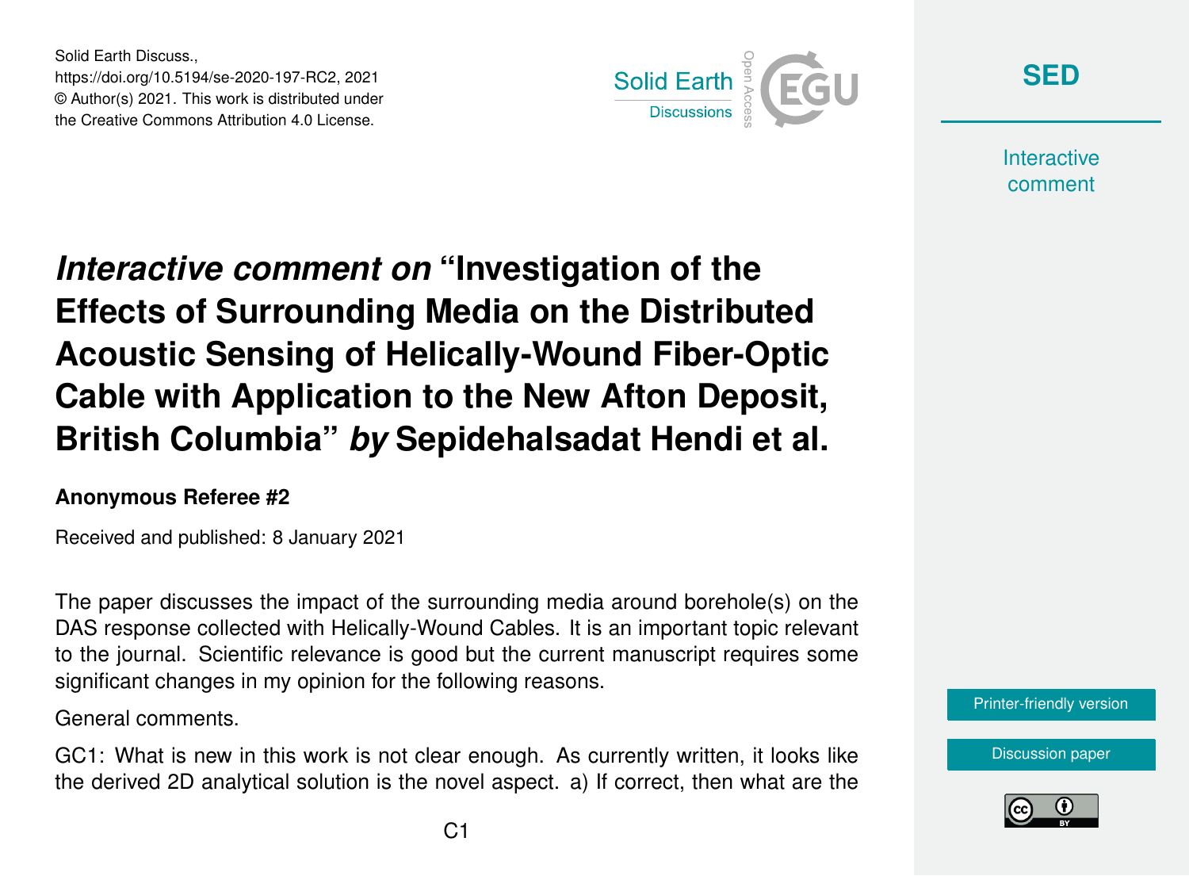# *Interactive comment on* "Investigation of the Effects of Surrounding Media on the Distributed Acoustic Sensing of Helically-Wound Fiber-Optic Cable with Application to the New Afton Deposit, British Columbia" *by* Sepidehalsadat Hendi et al.

**Anonymous Referee #2**

Received and published: 8 January 2021

The paper discusses the impact of the surrounding media around borehole(s) on the DAS response collected with Helically-Wound Cables. It is an important topic relevant to the journal. Scientific relevance is good but the current manuscript requires some significant changes in my opinion for the following reasons.

General comments.

GC1: What is new in this work is not clear enough. As currently written, it looks like the derived 2D analytical solution is the novel aspect. a) If correct, then what are the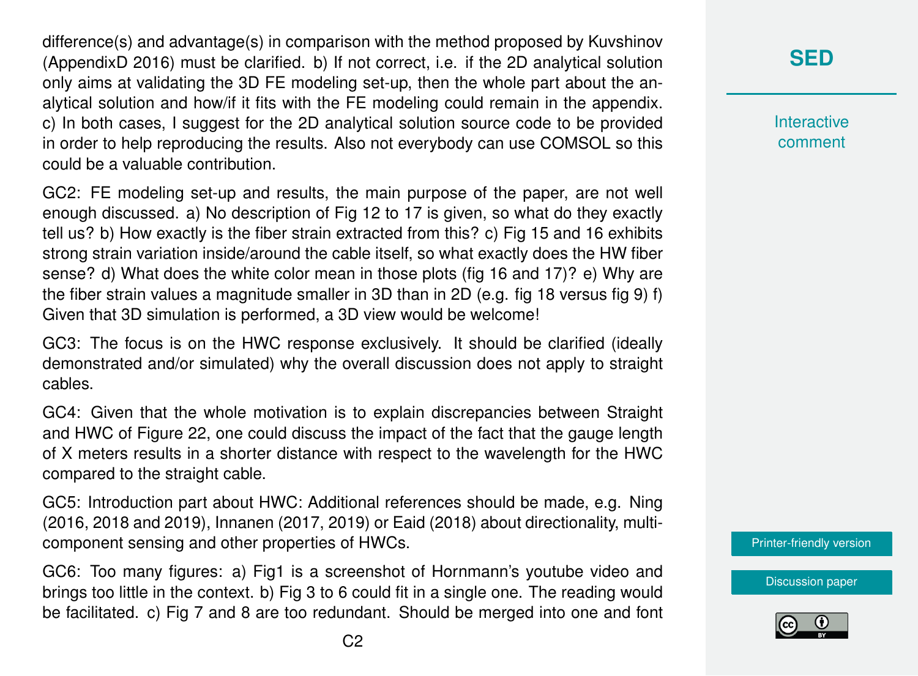difference(s) and advantage(s) in comparison with the method proposed by Kuvshinov (AppendixD 2016) must be clarified. b) If not correct, i.e. if the 2D analytical solution only aims at validating the 3D FE modeling set-up, then the whole part about the analytical solution and how/if it fits with the FE modeling could remain in the appendix. c) In both cases, I suggest for the 2D analytical solution source code to be provided in order to help reproducing the results. Also not everybody can use COMSOL so this could be a valuable contribution.

GC2: FE modeling set-up and results, the main purpose of the paper, are not well enough discussed. a) No description of Fig 12 to 17 is given, so what do they exactly tell us? b) How exactly is the fiber strain extracted from this? c) Fig 15 and 16 exhibits strong strain variation inside/around the cable itself, so what exactly does the HW fiber sense? d) What does the white color mean in those plots (fig 16 and 17)? e) Why are the fiber strain values a magnitude smaller in 3D than in 2D (e.g. fig 18 versus fig 9) f) Given that 3D simulation is performed, a 3D view would be welcome!

GC3: The focus is on the HWC response exclusively. It should be clarified (ideally demonstrated and/or simulated) why the overall discussion does not apply to straight cables.

GC4: Given that the whole motivation is to explain discrepancies between Straight and HWC of Figure 22, one could discuss the impact of the fact that the gauge length of X meters results in a shorter distance with respect to the wavelength for the HWC compared to the straight cable.

GC5: Introduction part about HWC: Additional references should be made, e.g. Ning (2016, 2018 and 2019), Innanen (2017, 2019) or Eaid (2018) about directionality, multi-component sensing and other properties of HWCs.

GC6: Too many figures: a) Fig1 is a screenshot of Hornmann's youtube video and brings too little in the context. b) Fig 3 to 6 could fit in a single one. The reading would be facilitated. c) Fig 7 and 8 are too redundant. Should be merged into one and font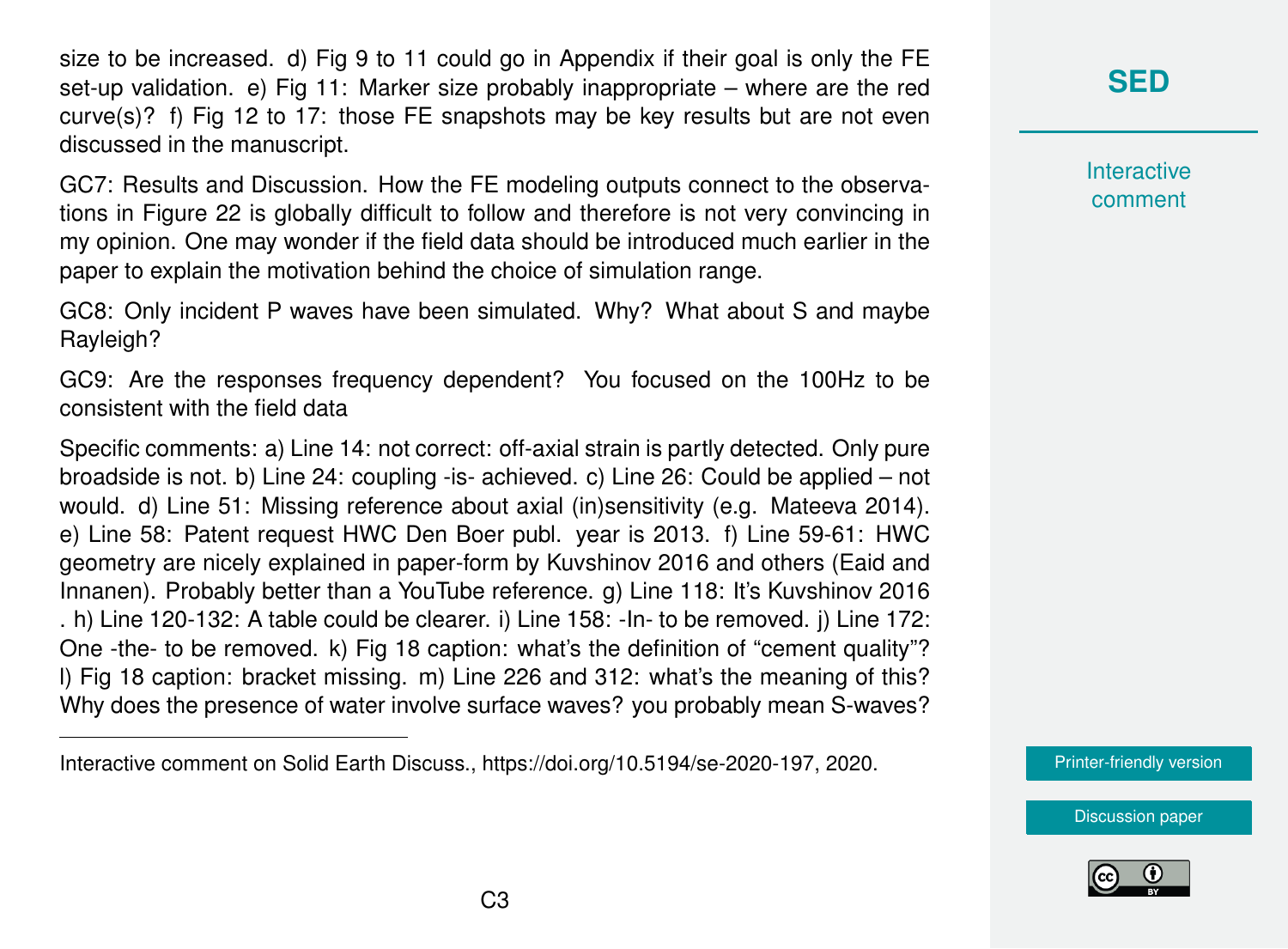size to be increased. d) Fig 9 to 11 could go in Appendix if their goal is only the FE set-up validation. e) Fig 11: Marker size probably inappropriate – where are the red curve(s)? f) Fig 12 to 17: those FE snapshots may be key results but are not even discussed in the manuscript.

GC7: Results and Discussion. How the FE modeling outputs connect to the observations in Figure 22 is globally difficult to follow and therefore is not very convincing in my opinion. One may wonder if the field data should be introduced much earlier in the paper to explain the motivation behind the choice of simulation range.

GC8: Only incident P waves have been simulated. Why? What about S and maybe Rayleigh?

GC9: Are the responses frequency dependent? You focused on the 100Hz to be consistent with the field data

Specific comments: a) Line 14: not correct: off-axial strain is partly detected. Only pure broadside is not. b) Line 24: coupling -is- achieved. c) Line 26: Could be applied – not would. d) Line 51: Missing reference about axial (in)sensitivity (e.g. Mateeva 2014). e) Line 58: Patent request HWC Den Boer publ. year is 2013. f) Line 59-61: HWC geometry are nicely explained in paper-form by Kuvshinov 2016 and others (Eaid and Innanen). Probably better than a YouTube reference. g) Line 118: It's Kuvshinov 2016 . h) Line 120-132: A table could be clearer. i) Line 158: -In- to be removed. j) Line 172: One -the- to be removed. k) Fig 18 caption: what's the definition of "cement quality"? l) Fig 18 caption: bracket missing. m) Line 226 and 312: what's the meaning of this? Why does the presence of water involve surface waves? you probably mean S-waves?

---

Interactive comment on Solid Earth Discuss., https://doi.org/10.5194/se-2020-197, 2020.